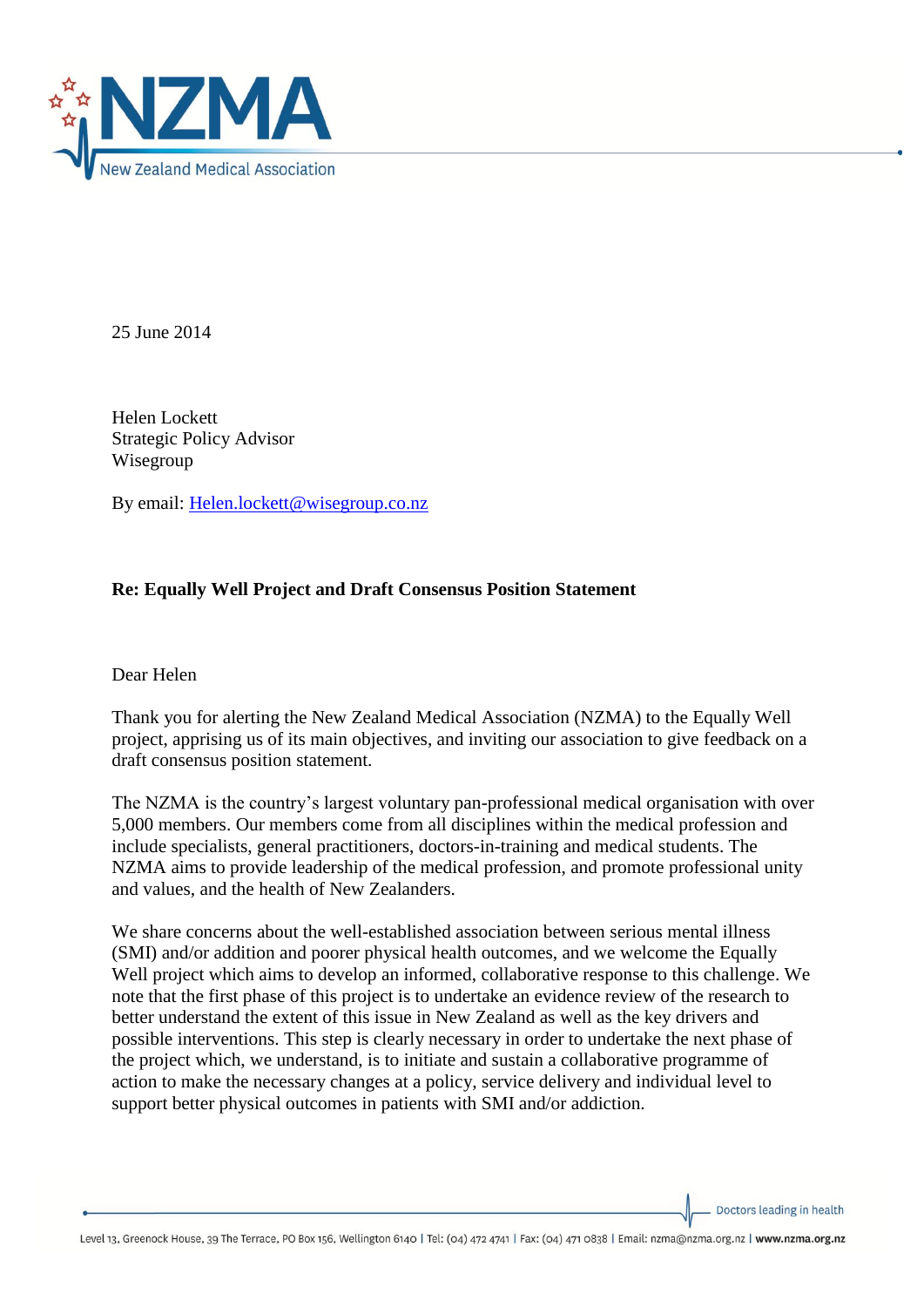25 June 2014

Helen Lockett
Strategic Policy Advisor
Wisegroup

By email: Helen.lockett@wisegroup.co.nz

**Re: Equally Well Project and Draft Consensus Position Statement**

Dear Helen

Thank you for alerting the New Zealand Medical Association (NZMA) to the Equally Well project, apprising us of its main objectives, and inviting our association to give feedback on a draft consensus position statement.

The NZMA is the country's largest voluntary pan-professional medical organisation with over 5,000 members. Our members come from all disciplines within the medical profession and include specialists, general practitioners, doctors-in-training and medical students. The NZMA aims to provide leadership of the medical profession, and promote professional unity and values, and the health of New Zealanders.

We share concerns about the well-established association between serious mental illness (SMI) and/or addition and poorer physical health outcomes, and we welcome the Equally Well project which aims to develop an informed, collaborative response to this challenge. We note that the first phase of this project is to undertake an evidence review of the research to better understand the extent of this issue in New Zealand as well as the key drivers and possible interventions. This step is clearly necessary in order to undertake the next phase of the project which, we understand, is to initiate and sustain a collaborative programme of action to make the necessary changes at a policy, service delivery and individual level to support better physical outcomes in patients with SMI and/or addiction.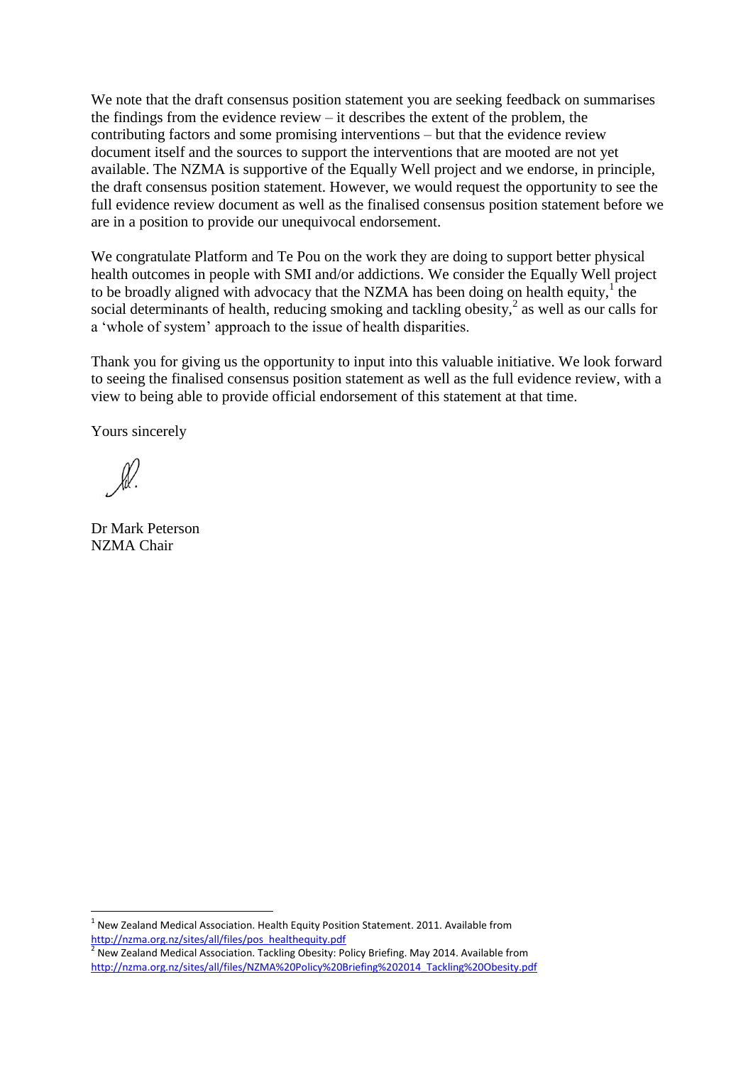We note that the draft consensus position statement you are seeking feedback on summarises the findings from the evidence review – it describes the extent of the problem, the contributing factors and some promising interventions – but that the evidence review document itself and the sources to support the interventions that are mooted are not yet available. The NZMA is supportive of the Equally Well project and we endorse, in principle, the draft consensus position statement. However, we would request the opportunity to see the full evidence review document as well as the finalised consensus position statement before we are in a position to provide our unequivocal endorsement.

We congratulate Platform and Te Pou on the work they are doing to support better physical health outcomes in people with SMI and/or addictions. We consider the Equally Well project to be broadly aligned with advocacy that the NZMA has been doing on health equity,[1] the social determinants of health, reducing smoking and tackling obesity,[2] as well as our calls for a 'whole of system' approach to the issue of health disparities.

Thank you for giving us the opportunity to input into this valuable initiative. We look forward to seeing the finalised consensus position statement as well as the full evidence review, with a view to being able to provide official endorsement of this statement at that time.

Yours sincerely

Dr Mark Peterson
NZMA Chair

---

[1] New Zealand Medical Association. Health Equity Position Statement. 2011. Available from http://nzma.org.nz/sites/all/files/pos_healthequity.pdf

[2] New Zealand Medical Association. Tackling Obesity: Policy Briefing. May 2014. Available from http://nzma.org.nz/sites/all/files/NZMA%20Policy%20Briefing%202014_Tackling%20Obesity.pdf